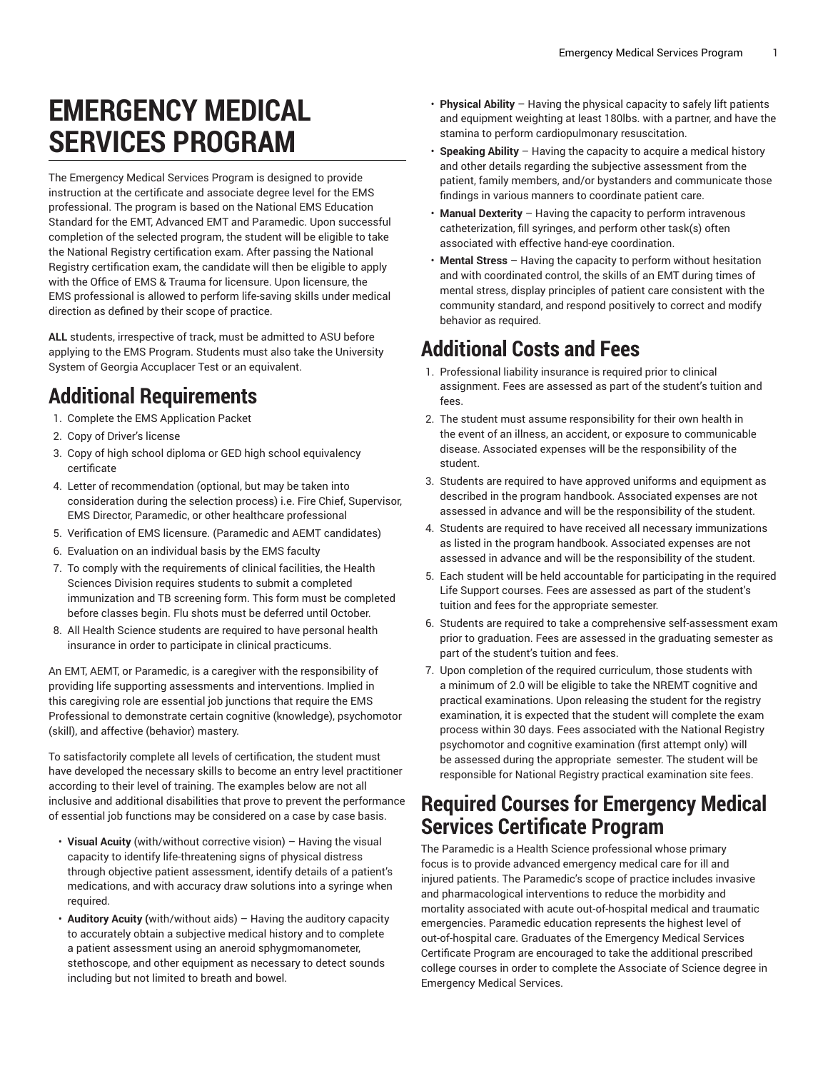# EMERGENCY MEDICAL SERVICES PROGRAM

The Emergency Medical Services Program is designed to provide instruction at the certificate and associate degree level for the EMS professional. The program is based on the National EMS Education Standard for the EMT, Advanced EMT and Paramedic. Upon successful completion of the selected program, the student will be eligible to take the National Registry certification exam. After passing the National Registry certification exam, the candidate will then be eligible to apply with the Office of EMS & Trauma for licensure. Upon licensure, the EMS professional is allowed to perform life-saving skills under medical direction as defined by their scope of practice.

**ALL** students, irrespective of track, must be admitted to ASU before applying to the EMS Program. Students must also take the University System of Georgia Accuplacer Test or an equivalent.

## Additional Requirements

1. Complete the EMS Application Packet
2. Copy of Driver's license
3. Copy of high school diploma or GED high school equivalency certificate
4. Letter of recommendation (optional, but may be taken into consideration during the selection process) i.e. Fire Chief, Supervisor, EMS Director, Paramedic, or other healthcare professional
5. Verification of EMS licensure. (Paramedic and AEMT candidates)
6. Evaluation on an individual basis by the EMS faculty
7. To comply with the requirements of clinical facilities, the Health Sciences Division requires students to submit a completed immunization and TB screening form. This form must be completed before classes begin. Flu shots must be deferred until October.
8. All Health Science students are required to have personal health insurance in order to participate in clinical practicums.

An EMT, AEMT, or Paramedic, is a caregiver with the responsibility of providing life supporting assessments and interventions. Implied in this caregiving role are essential job junctions that require the EMS Professional to demonstrate certain cognitive (knowledge), psychomotor (skill), and affective (behavior) mastery.

To satisfactorily complete all levels of certification, the student must have developed the necessary skills to become an entry level practitioner according to their level of training. The examples below are not all inclusive and additional disabilities that prove to prevent the performance of essential job functions may be considered on a case by case basis.

- **Visual Acuity** (with/without corrective vision) – Having the visual capacity to identify life-threatening signs of physical distress through objective patient assessment, identify details of a patient's medications, and with accuracy draw solutions into a syringe when required.
- **Auditory Acuity (**with/without aids) – Having the auditory capacity to accurately obtain a subjective medical history and to complete a patient assessment using an aneroid sphygmomanometer, stethoscope, and other equipment as necessary to detect sounds including but not limited to breath and bowel.
- **Physical Ability** – Having the physical capacity to safely lift patients and equipment weighting at least 180lbs. with a partner, and have the stamina to perform cardiopulmonary resuscitation.
- **Speaking Ability** – Having the capacity to acquire a medical history and other details regarding the subjective assessment from the patient, family members, and/or bystanders and communicate those findings in various manners to coordinate patient care.
- **Manual Dexterity** – Having the capacity to perform intravenous catheterization, fill syringes, and perform other task(s) often associated with effective hand-eye coordination.
- **Mental Stress** – Having the capacity to perform without hesitation and with coordinated control, the skills of an EMT during times of mental stress, display principles of patient care consistent with the community standard, and respond positively to correct and modify behavior as required.

## Additional Costs and Fees

1. Professional liability insurance is required prior to clinical assignment. Fees are assessed as part of the student's tuition and fees.
2. The student must assume responsibility for their own health in the event of an illness, an accident, or exposure to communicable disease. Associated expenses will be the responsibility of the student.
3. Students are required to have approved uniforms and equipment as described in the program handbook. Associated expenses are not assessed in advance and will be the responsibility of the student.
4. Students are required to have received all necessary immunizations as listed in the program handbook. Associated expenses are not assessed in advance and will be the responsibility of the student.
5. Each student will be held accountable for participating in the required Life Support courses. Fees are assessed as part of the student's tuition and fees for the appropriate semester.
6. Students are required to take a comprehensive self-assessment exam prior to graduation. Fees are assessed in the graduating semester as part of the student's tuition and fees.
7. Upon completion of the required curriculum, those students with a minimum of 2.0 will be eligible to take the NREMT cognitive and practical examinations. Upon releasing the student for the registry examination, it is expected that the student will complete the exam process within 30 days. Fees associated with the National Registry psychomotor and cognitive examination (first attempt only) will be assessed during the appropriate semester. The student will be responsible for National Registry practical examination site fees.

## Required Courses for Emergency Medical Services Certificate Program

The Paramedic is a Health Science professional whose primary focus is to provide advanced emergency medical care for ill and injured patients. The Paramedic's scope of practice includes invasive and pharmacological interventions to reduce the morbidity and mortality associated with acute out-of-hospital medical and traumatic emergencies. Paramedic education represents the highest level of out-of-hospital care. Graduates of the Emergency Medical Services Certificate Program are encouraged to take the additional prescribed college courses in order to complete the Associate of Science degree in Emergency Medical Services.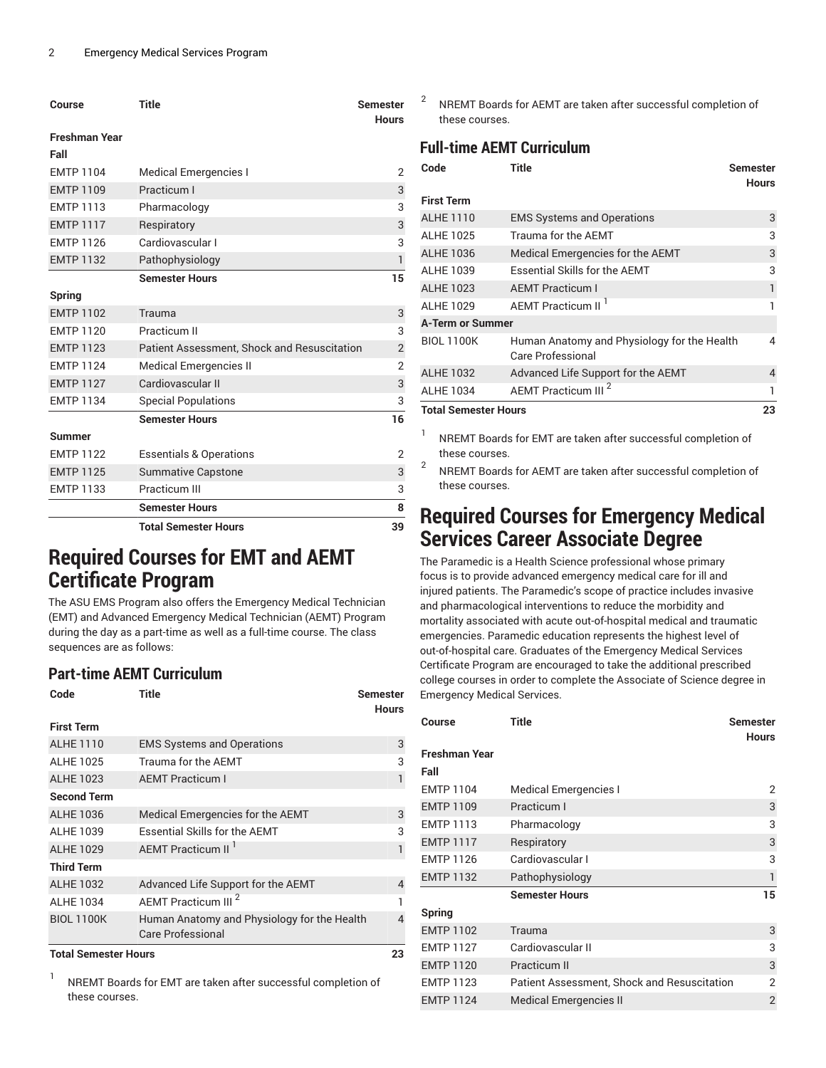| Course | Title | Semester Hours |
| --- | --- | --- |
| **Freshman Year** | | |
| **Fall** | | |
| EMTP 1104 | Medical Emergencies I | 2 |
| EMTP 1109 | Practicum I | 3 |
| EMTP 1113 | Pharmacology | 3 |
| EMTP 1117 | Respiratory | 3 |
| EMTP 1126 | Cardiovascular I | 3 |
| EMTP 1132 | Pathophysiology | 1 |
| | **Semester Hours** | **15** |
| **Spring** | | |
| EMTP 1102 | Trauma | 3 |
| EMTP 1120 | Practicum II | 3 |
| EMTP 1123 | Patient Assessment, Shock and Resuscitation | 2 |
| EMTP 1124 | Medical Emergencies II | 2 |
| EMTP 1127 | Cardiovascular II | 3 |
| EMTP 1134 | Special Populations | 3 |
| | **Semester Hours** | **16** |
| **Summer** | | |
| EMTP 1122 | Essentials & Operations | 2 |
| EMTP 1125 | Summative Capstone | 3 |
| EMTP 1133 | Practicum III | 3 |
| | **Semester Hours** | **8** |
| | **Total Semester Hours** | **39** |

# Required Courses for EMT and AEMT Certificate Program

The ASU EMS Program also offers the Emergency Medical Technician (EMT) and Advanced Emergency Medical Technician (AEMT) Program during the day as a part-time as well as a full-time course. The class sequences are as follows:

## Part-time AEMT Curriculum

| Code | Title | Semester Hours |
| --- | --- | --- |
| **First Term** | | |
| ALHE 1110 | EMS Systems and Operations | 3 |
| ALHE 1025 | Trauma for the AEMT | 3 |
| ALHE 1023 | AEMT Practicum I | 1 |
| **Second Term** | | |
| ALHE 1036 | Medical Emergencies for the AEMT | 3 |
| ALHE 1039 | Essential Skills for the AEMT | 3 |
| ALHE 1029 | AEMT Practicum II [1] | 1 |
| **Third Term** | | |
| ALHE 1032 | Advanced Life Support for the AEMT | 4 |
| ALHE 1034 | AEMT Practicum III [2] | 1 |
| BIOL 1100K | Human Anatomy and Physiology for the Health Care Professional | 4 |
| **Total Semester Hours** | | **23** |

1. NREMT Boards for EMT are taken after successful completion of these courses.
2. NREMT Boards for AEMT are taken after successful completion of these courses.

## Full-time AEMT Curriculum

| Code | Title | Semester Hours |
| --- | --- | --- |
| **First Term** | | |
| ALHE 1110 | EMS Systems and Operations | 3 |
| ALHE 1025 | Trauma for the AEMT | 3 |
| ALHE 1036 | Medical Emergencies for the AEMT | 3 |
| ALHE 1039 | Essential Skills for the AEMT | 3 |
| ALHE 1023 | AEMT Practicum I | 1 |
| ALHE 1029 | AEMT Practicum II [1] | 1 |
| **A-Term or Summer** | | |
| BIOL 1100K | Human Anatomy and Physiology for the Health Care Professional | 4 |
| ALHE 1032 | Advanced Life Support for the AEMT | 4 |
| ALHE 1034 | AEMT Practicum III [2] | 1 |
| **Total Semester Hours** | | **23** |

1. NREMT Boards for EMT are taken after successful completion of these courses.
2. NREMT Boards for AEMT are taken after successful completion of these courses.

# Required Courses for Emergency Medical Services Career Associate Degree

The Paramedic is a Health Science professional whose primary focus is to provide advanced emergency medical care for ill and injured patients. The Paramedic's scope of practice includes invasive and pharmacological interventions to reduce the morbidity and mortality associated with acute out-of-hospital medical and traumatic emergencies. Paramedic education represents the highest level of out-of-hospital care. Graduates of the Emergency Medical Services Certificate Program are encouraged to take the additional prescribed college courses in order to complete the Associate of Science degree in Emergency Medical Services.

| Course | Title | Semester Hours |
| --- | --- | --- |
| **Freshman Year** | | |
| **Fall** | | |
| EMTP 1104 | Medical Emergencies I | 2 |
| EMTP 1109 | Practicum I | 3 |
| EMTP 1113 | Pharmacology | 3 |
| EMTP 1117 | Respiratory | 3 |
| EMTP 1126 | Cardiovascular I | 3 |
| EMTP 1132 | Pathophysiology | 1 |
| | **Semester Hours** | **15** |
| **Spring** | | |
| EMTP 1102 | Trauma | 3 |
| EMTP 1127 | Cardiovascular II | 3 |
| EMTP 1120 | Practicum II | 3 |
| EMTP 1123 | Patient Assessment, Shock and Resuscitation | 2 |
| EMTP 1124 | Medical Emergencies II | 2 |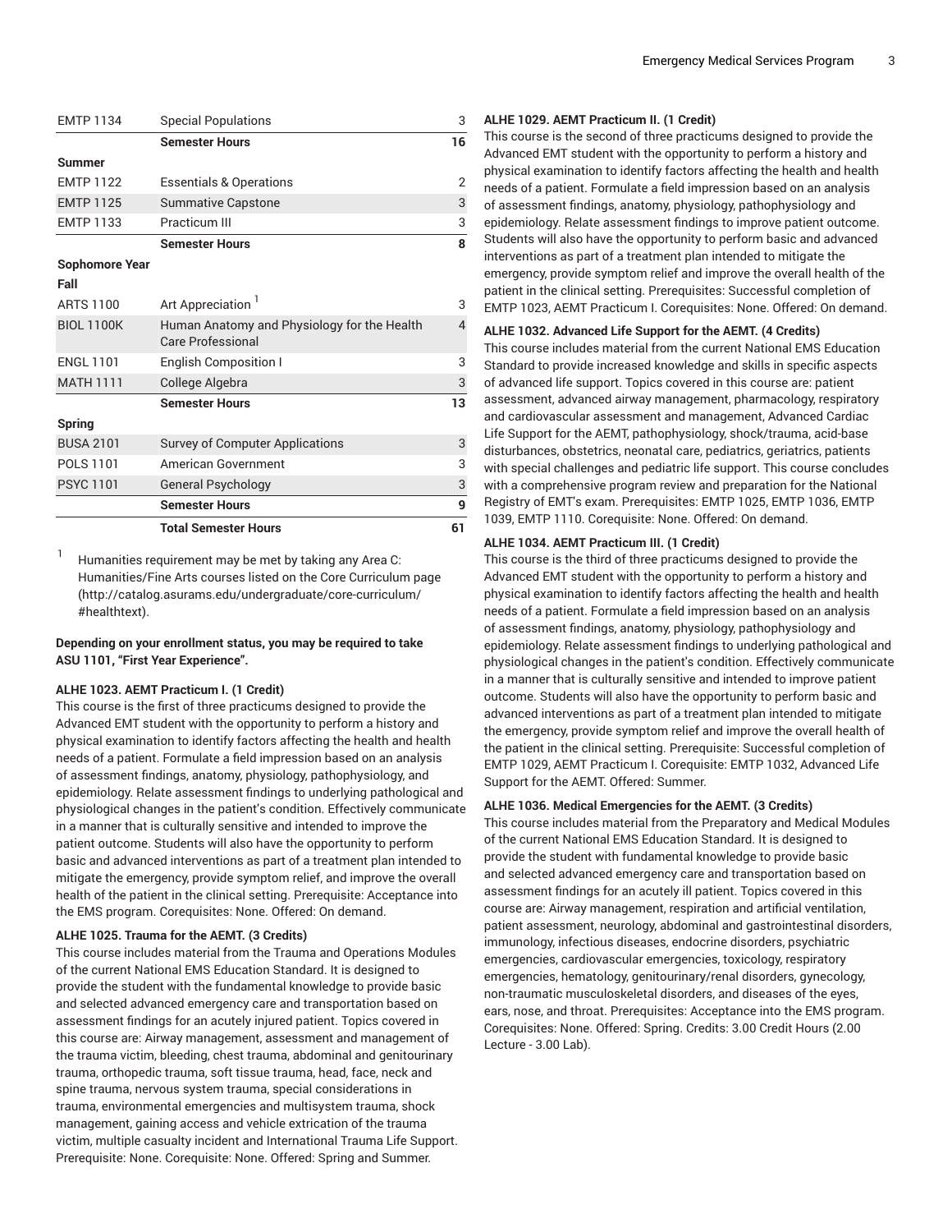| | | |
|---|---|---|
| EMTP 1134 | Special Populations | 3 |
| | **Semester Hours** | **16** |
| **Summer** | | |
| EMTP 1122 | Essentials & Operations | 2 |
| EMTP 1125 | Summative Capstone | 3 |
| EMTP 1133 | Practicum III | 3 |
| | **Semester Hours** | **8** |
| **Sophomore Year** | | |
| **Fall** | | |
| ARTS 1100 | Art Appreciation [1] | 3 |
| BIOL 1100K | Human Anatomy and Physiology for the Health Care Professional | 4 |
| ENGL 1101 | English Composition I | 3 |
| MATH 1111 | College Algebra | 3 |
| | **Semester Hours** | **13** |
| **Spring** | | |
| BUSA 2101 | Survey of Computer Applications | 3 |
| POLS 1101 | American Government | 3 |
| PSYC 1101 | General Psychology | 3 |
| | **Semester Hours** | **9** |
| | **Total Semester Hours** | **61** |

[1] Humanities requirement may be met by taking any Area C: Humanities/Fine Arts courses listed on the Core Curriculum page (http://catalog.asurams.edu/undergraduate/core-curriculum/#healthtext).

**Depending on your enrollment status, you may be required to take ASU 1101, "First Year Experience".**

**ALHE 1023. AEMT Practicum I. (1 Credit)**

This course is the first of three practicums designed to provide the Advanced EMT student with the opportunity to perform a history and physical examination to identify factors affecting the health and health needs of a patient. Formulate a field impression based on an analysis of assessment findings, anatomy, physiology, pathophysiology, and epidemiology. Relate assessment findings to underlying pathological and physiological changes in the patient's condition. Effectively communicate in a manner that is culturally sensitive and intended to improve the patient outcome. Students will also have the opportunity to perform basic and advanced interventions as part of a treatment plan intended to mitigate the emergency, provide symptom relief, and improve the overall health of the patient in the clinical setting. Prerequisite: Acceptance into the EMS program. Corequisites: None. Offered: On demand.

**ALHE 1025. Trauma for the AEMT. (3 Credits)**

This course includes material from the Trauma and Operations Modules of the current National EMS Education Standard. It is designed to provide the student with the fundamental knowledge to provide basic and selected advanced emergency care and transportation based on assessment findings for an acutely injured patient. Topics covered in this course are: Airway management, assessment and management of the trauma victim, bleeding, chest trauma, abdominal and genitourinary trauma, orthopedic trauma, soft tissue trauma, head, face, neck and spine trauma, nervous system trauma, special considerations in trauma, environmental emergencies and multisystem trauma, shock management, gaining access and vehicle extrication of the trauma victim, multiple casualty incident and International Trauma Life Support. Prerequisite: None. Corequisite: None. Offered: Spring and Summer.

**ALHE 1029. AEMT Practicum II. (1 Credit)**

This course is the second of three practicums designed to provide the Advanced EMT student with the opportunity to perform a history and physical examination to identify factors affecting the health and health needs of a patient. Formulate a field impression based on an analysis of assessment findings, anatomy, physiology, pathophysiology and epidemiology. Relate assessment findings to improve patient outcome. Students will also have the opportunity to perform basic and advanced interventions as part of a treatment plan intended to mitigate the emergency, provide symptom relief and improve the overall health of the patient in the clinical setting. Prerequisites: Successful completion of EMTP 1023, AEMT Practicum I. Corequisites: None. Offered: On demand.

**ALHE 1032. Advanced Life Support for the AEMT. (4 Credits)**

This course includes material from the current National EMS Education Standard to provide increased knowledge and skills in specific aspects of advanced life support. Topics covered in this course are: patient assessment, advanced airway management, pharmacology, respiratory and cardiovascular assessment and management, Advanced Cardiac Life Support for the AEMT, pathophysiology, shock/trauma, acid-base disturbances, obstetrics, neonatal care, pediatrics, geriatrics, patients with special challenges and pediatric life support. This course concludes with a comprehensive program review and preparation for the National Registry of EMT's exam. Prerequisites: EMTP 1025, EMTP 1036, EMTP 1039, EMTP 1110. Corequisite: None. Offered: On demand.

**ALHE 1034. AEMT Practicum III. (1 Credit)**

This course is the third of three practicums designed to provide the Advanced EMT student with the opportunity to perform a history and physical examination to identify factors affecting the health and health needs of a patient. Formulate a field impression based on an analysis of assessment findings, anatomy, physiology, pathophysiology and epidemiology. Relate assessment findings to underlying pathological and physiological changes in the patient's condition. Effectively communicate in a manner that is culturally sensitive and intended to improve patient outcome. Students will also have the opportunity to perform basic and advanced interventions as part of a treatment plan intended to mitigate the emergency, provide symptom relief and improve the overall health of the patient in the clinical setting. Prerequisite: Successful completion of EMTP 1029, AEMT Practicum I. Corequisite: EMTP 1032, Advanced Life Support for the AEMT. Offered: Summer.

**ALHE 1036. Medical Emergencies for the AEMT. (3 Credits)**

This course includes material from the Preparatory and Medical Modules of the current National EMS Education Standard. It is designed to provide the student with fundamental knowledge to provide basic and selected advanced emergency care and transportation based on assessment findings for an acutely ill patient. Topics covered in this course are: Airway management, respiration and artificial ventilation, patient assessment, neurology, abdominal and gastrointestinal disorders, immunology, infectious diseases, endocrine disorders, psychiatric emergencies, cardiovascular emergencies, toxicology, respiratory emergencies, hematology, genitourinary/renal disorders, gynecology, non-traumatic musculoskeletal disorders, and diseases of the eyes, ears, nose, and throat. Prerequisites: Acceptance into the EMS program. Corequisites: None. Offered: Spring. Credits: 3.00 Credit Hours (2.00 Lecture - 3.00 Lab).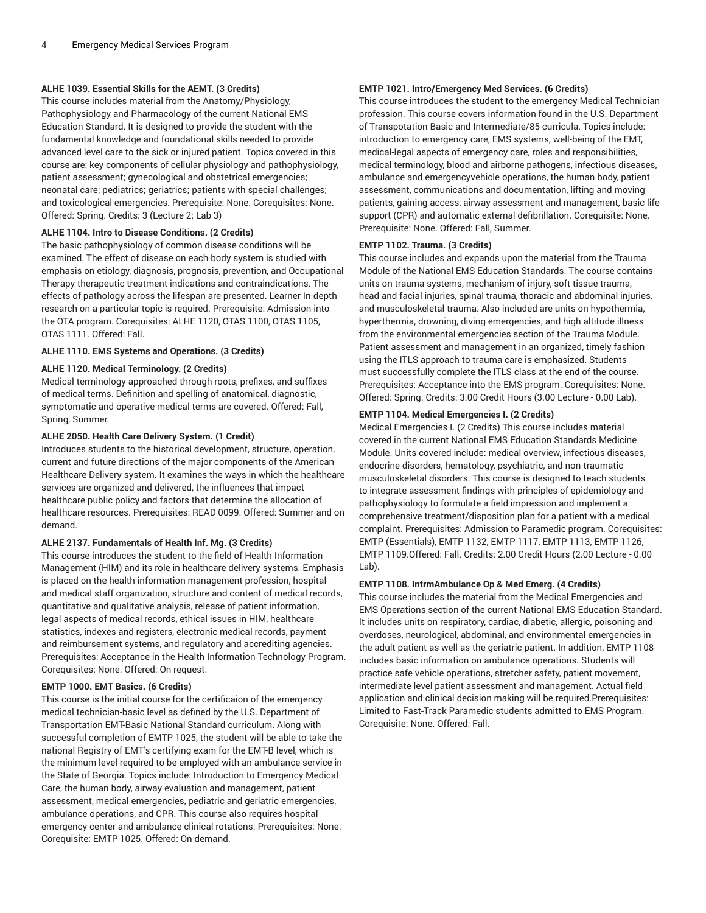**ALHE 1039. Essential Skills for the AEMT. (3 Credits)**

This course includes material from the Anatomy/Physiology, Pathophysiology and Pharmacology of the current National EMS Education Standard. It is designed to provide the student with the fundamental knowledge and foundational skills needed to provide advanced level care to the sick or injured patient. Topics covered in this course are: key components of cellular physiology and pathophysiology, patient assessment; gynecological and obstetrical emergencies; neonatal care; pediatrics; geriatrics; patients with special challenges; and toxicological emergencies. Prerequisite: None. Corequisites: None. Offered: Spring. Credits: 3 (Lecture 2; Lab 3)

**ALHE 1104. Intro to Disease Conditions. (2 Credits)**

The basic pathophysiology of common disease conditions will be examined. The effect of disease on each body system is studied with emphasis on etiology, diagnosis, prognosis, prevention, and Occupational Therapy therapeutic treatment indications and contraindications. The effects of pathology across the lifespan are presented. Learner In-depth research on a particular topic is required. Prerequisite: Admission into the OTA program. Corequisites: ALHE 1120, OTAS 1100, OTAS 1105, OTAS 1111. Offered: Fall.

**ALHE 1110. EMS Systems and Operations. (3 Credits)**

**ALHE 1120. Medical Terminology. (2 Credits)**

Medical terminology approached through roots, prefixes, and suffixes of medical terms. Definition and spelling of anatomical, diagnostic, symptomatic and operative medical terms are covered. Offered: Fall, Spring, Summer.

**ALHE 2050. Health Care Delivery System. (1 Credit)**

Introduces students to the historical development, structure, operation, current and future directions of the major components of the American Healthcare Delivery system. It examines the ways in which the healthcare services are organized and delivered, the influences that impact healthcare public policy and factors that determine the allocation of healthcare resources. Prerequisites: READ 0099. Offered: Summer and on demand.

**ALHE 2137. Fundamentals of Health Inf. Mg. (3 Credits)**

This course introduces the student to the field of Health Information Management (HIM) and its role in healthcare delivery systems. Emphasis is placed on the health information management profession, hospital and medical staff organization, structure and content of medical records, quantitative and qualitative analysis, release of patient information, legal aspects of medical records, ethical issues in HIM, healthcare statistics, indexes and registers, electronic medical records, payment and reimbursement systems, and regulatory and accrediting agencies. Prerequisites: Acceptance in the Health Information Technology Program. Corequisites: None. Offered: On request.

**EMTP 1000. EMT Basics. (6 Credits)**

This course is the initial course for the certificaion of the emergency medical technician-basic level as defined by the U.S. Department of Transportation EMT-Basic National Standard curriculum. Along with successful completion of EMTP 1025, the student will be able to take the national Registry of EMT's certifying exam for the EMT-B level, which is the minimum level required to be employed with an ambulance service in the State of Georgia. Topics include: Introduction to Emergency Medical Care, the human body, airway evaluation and management, patient assessment, medical emergencies, pediatric and geriatric emergencies, ambulance operations, and CPR. This course also requires hospital emergency center and ambulance clinical rotations. Prerequisites: None. Corequisite: EMTP 1025. Offered: On demand.

**EMTP 1021. Intro/Emergency Med Services. (6 Credits)**

This course introduces the student to the emergency Medical Technician profession. This course covers information found in the U.S. Department of Transpotation Basic and Intermediate/85 curricula. Topics include: introduction to emergency care, EMS systems, well-being of the EMT, medical-legal aspects of emergency care, roles and responsibilities, medical terminology, blood and airborne pathogens, infectious diseases, ambulance and emergencyvehicle operations, the human body, patient assessment, communications and documentation, lifting and moving patients, gaining access, airway assessment and management, basic life support (CPR) and automatic external defibrillation. Corequisite: None. Prerequisite: None. Offered: Fall, Summer.

**EMTP 1102. Trauma. (3 Credits)**

This course includes and expands upon the material from the Trauma Module of the National EMS Education Standards. The course contains units on trauma systems, mechanism of injury, soft tissue trauma, head and facial injuries, spinal trauma, thoracic and abdominal injuries, and musculoskeletal trauma. Also included are units on hypothermia, hyperthermia, drowning, diving emergencies, and high altitude illness from the environmental emergencies section of the Trauma Module. Patient assessment and management in an organized, timely fashion using the ITLS approach to trauma care is emphasized. Students must successfully complete the ITLS class at the end of the course. Prerequisites: Acceptance into the EMS program. Corequisites: None. Offered: Spring. Credits: 3.00 Credit Hours (3.00 Lecture - 0.00 Lab).

**EMTP 1104. Medical Emergencies I. (2 Credits)**

Medical Emergencies I. (2 Credits) This course includes material covered in the current National EMS Education Standards Medicine Module. Units covered include: medical overview, infectious diseases, endocrine disorders, hematology, psychiatric, and non-traumatic musculoskeletal disorders. This course is designed to teach students to integrate assessment findings with principles of epidemiology and pathophysiology to formulate a field impression and implement a comprehensive treatment/disposition plan for a patient with a medical complaint. Prerequisites: Admission to Paramedic program. Corequisites: EMTP (Essentials), EMTP 1132, EMTP 1117, EMTP 1113, EMTP 1126, EMTP 1109.Offered: Fall. Credits: 2.00 Credit Hours (2.00 Lecture - 0.00 Lab).

**EMTP 1108. IntrmAmbulance Op & Med Emerg. (4 Credits)**

This course includes the material from the Medical Emergencies and EMS Operations section of the current National EMS Education Standard. It includes units on respiratory, cardiac, diabetic, allergic, poisoning and overdoses, neurological, abdominal, and environmental emergencies in the adult patient as well as the geriatric patient. In addition, EMTP 1108 includes basic information on ambulance operations. Students will practice safe vehicle operations, stretcher safety, patient movement, intermediate level patient assessment and management. Actual field application and clinical decision making will be required.Prerequisites: Limited to Fast-Track Paramedic students admitted to EMS Program. Corequisite: None. Offered: Fall.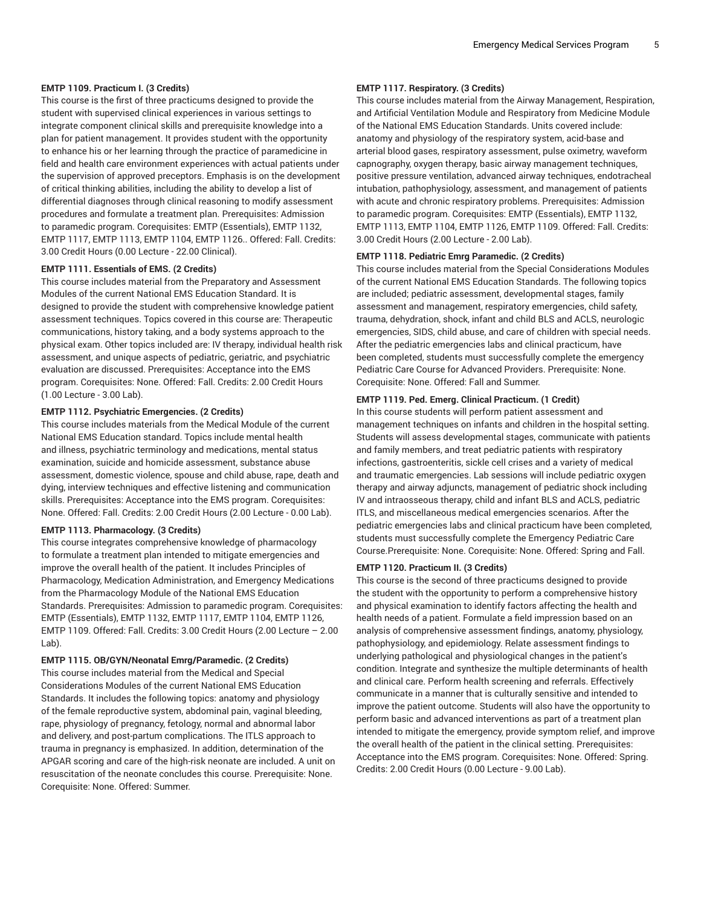**EMTP 1109. Practicum I. (3 Credits)**

This course is the first of three practicums designed to provide the student with supervised clinical experiences in various settings to integrate component clinical skills and prerequisite knowledge into a plan for patient management. It provides student with the opportunity to enhance his or her learning through the practice of paramedicine in field and health care environment experiences with actual patients under the supervision of approved preceptors. Emphasis is on the development of critical thinking abilities, including the ability to develop a list of differential diagnoses through clinical reasoning to modify assessment procedures and formulate a treatment plan. Prerequisites: Admission to paramedic program. Corequisites: EMTP (Essentials), EMTP 1132, EMTP 1117, EMTP 1113, EMTP 1104, EMTP 1126.. Offered: Fall. Credits: 3.00 Credit Hours (0.00 Lecture - 22.00 Clinical).

**EMTP 1111. Essentials of EMS. (2 Credits)**

This course includes material from the Preparatory and Assessment Modules of the current National EMS Education Standard. It is designed to provide the student with comprehensive knowledge patient assessment techniques. Topics covered in this course are: Therapeutic communications, history taking, and a body systems approach to the physical exam. Other topics included are: IV therapy, individual health risk assessment, and unique aspects of pediatric, geriatric, and psychiatric evaluation are discussed. Prerequisites: Acceptance into the EMS program. Corequisites: None. Offered: Fall. Credits: 2.00 Credit Hours (1.00 Lecture - 3.00 Lab).

**EMTP 1112. Psychiatric Emergencies. (2 Credits)**

This course includes materials from the Medical Module of the current National EMS Education standard. Topics include mental health and illness, psychiatric terminology and medications, mental status examination, suicide and homicide assessment, substance abuse assessment, domestic violence, spouse and child abuse, rape, death and dying, interview techniques and effective listening and communication skills. Prerequisites: Acceptance into the EMS program. Corequisites: None. Offered: Fall. Credits: 2.00 Credit Hours (2.00 Lecture - 0.00 Lab).

**EMTP 1113. Pharmacology. (3 Credits)**

This course integrates comprehensive knowledge of pharmacology to formulate a treatment plan intended to mitigate emergencies and improve the overall health of the patient. It includes Principles of Pharmacology, Medication Administration, and Emergency Medications from the Pharmacology Module of the National EMS Education Standards. Prerequisites: Admission to paramedic program. Corequisites: EMTP (Essentials), EMTP 1132, EMTP 1117, EMTP 1104, EMTP 1126, EMTP 1109. Offered: Fall. Credits: 3.00 Credit Hours (2.00 Lecture – 2.00 Lab).

**EMTP 1115. OB/GYN/Neonatal Emrg/Paramedic. (2 Credits)**

This course includes material from the Medical and Special Considerations Modules of the current National EMS Education Standards. It includes the following topics: anatomy and physiology of the female reproductive system, abdominal pain, vaginal bleeding, rape, physiology of pregnancy, fetology, normal and abnormal labor and delivery, and post-partum complications. The ITLS approach to trauma in pregnancy is emphasized. In addition, determination of the APGAR scoring and care of the high-risk neonate are included. A unit on resuscitation of the neonate concludes this course. Prerequisite: None. Corequisite: None. Offered: Summer.

**EMTP 1117. Respiratory. (3 Credits)**

This course includes material from the Airway Management, Respiration, and Artificial Ventilation Module and Respiratory from Medicine Module of the National EMS Education Standards. Units covered include: anatomy and physiology of the respiratory system, acid-base and arterial blood gases, respiratory assessment, pulse oximetry, waveform capnography, oxygen therapy, basic airway management techniques, positive pressure ventilation, advanced airway techniques, endotracheal intubation, pathophysiology, assessment, and management of patients with acute and chronic respiratory problems. Prerequisites: Admission to paramedic program. Corequisites: EMTP (Essentials), EMTP 1132, EMTP 1113, EMTP 1104, EMTP 1126, EMTP 1109. Offered: Fall. Credits: 3.00 Credit Hours (2.00 Lecture - 2.00 Lab).

**EMTP 1118. Pediatric Emrg Paramedic. (2 Credits)**

This course includes material from the Special Considerations Modules of the current National EMS Education Standards. The following topics are included; pediatric assessment, developmental stages, family assessment and management, respiratory emergencies, child safety, trauma, dehydration, shock, infant and child BLS and ACLS, neurologic emergencies, SIDS, child abuse, and care of children with special needs. After the pediatric emergencies labs and clinical practicum, have been completed, students must successfully complete the emergency Pediatric Care Course for Advanced Providers. Prerequisite: None. Corequisite: None. Offered: Fall and Summer.

**EMTP 1119. Ped. Emerg. Clinical Practicum. (1 Credit)**

In this course students will perform patient assessment and management techniques on infants and children in the hospital setting. Students will assess developmental stages, communicate with patients and family members, and treat pediatric patients with respiratory infections, gastroenteritis, sickle cell crises and a variety of medical and traumatic emergencies. Lab sessions will include pediatric oxygen therapy and airway adjuncts, management of pediatric shock including IV and intraosseous therapy, child and infant BLS and ACLS, pediatric ITLS, and miscellaneous medical emergencies scenarios. After the pediatric emergencies labs and clinical practicum have been completed, students must successfully complete the Emergency Pediatric Care Course.Prerequisite: None. Corequisite: None. Offered: Spring and Fall.

**EMTP 1120. Practicum II. (3 Credits)**

This course is the second of three practicums designed to provide the student with the opportunity to perform a comprehensive history and physical examination to identify factors affecting the health and health needs of a patient. Formulate a field impression based on an analysis of comprehensive assessment findings, anatomy, physiology, pathophysiology, and epidemiology. Relate assessment findings to underlying pathological and physiological changes in the patient's condition. Integrate and synthesize the multiple determinants of health and clinical care. Perform health screening and referrals. Effectively communicate in a manner that is culturally sensitive and intended to improve the patient outcome. Students will also have the opportunity to perform basic and advanced interventions as part of a treatment plan intended to mitigate the emergency, provide symptom relief, and improve the overall health of the patient in the clinical setting. Prerequisites: Acceptance into the EMS program. Corequisites: None. Offered: Spring. Credits: 2.00 Credit Hours (0.00 Lecture - 9.00 Lab).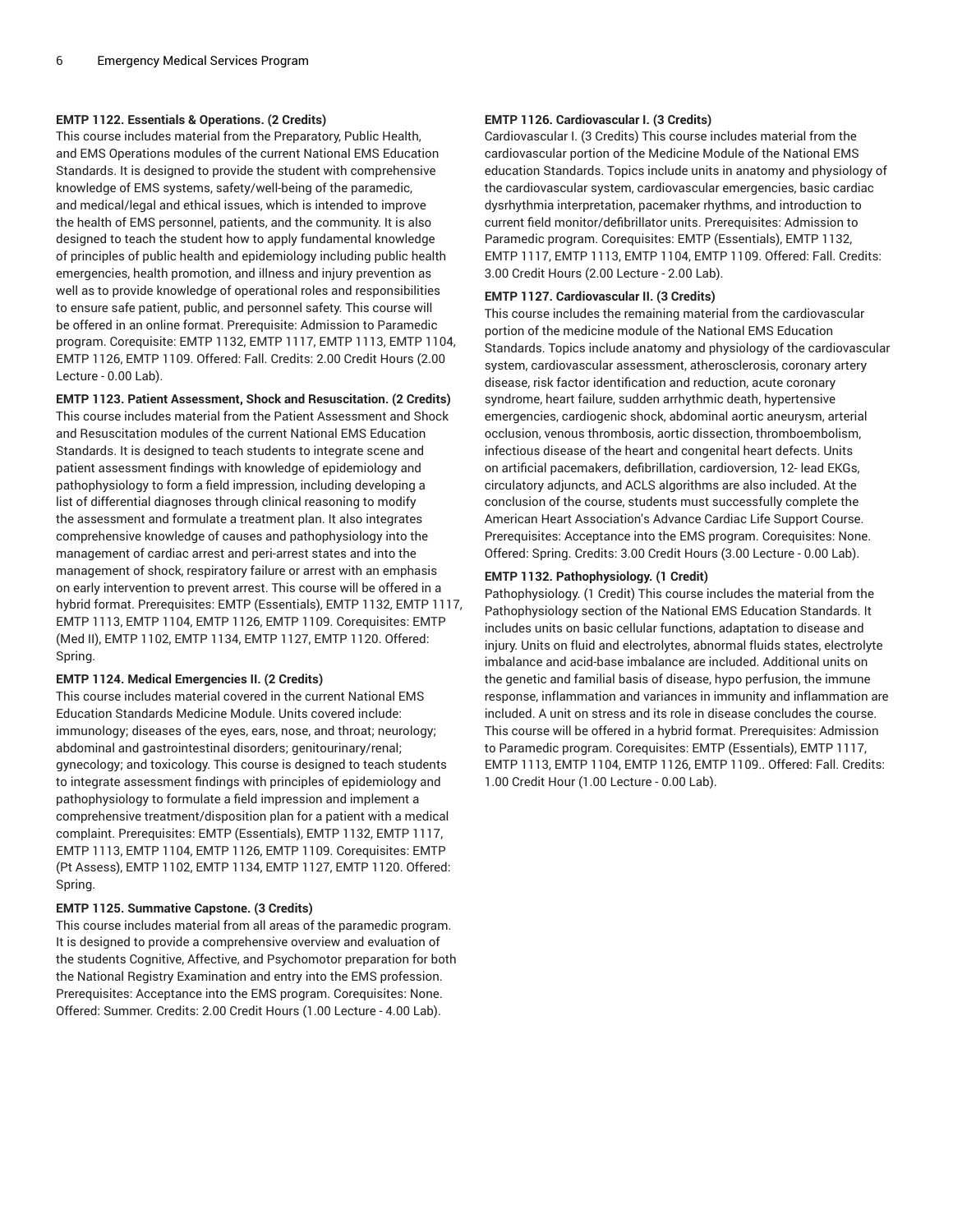**EMTP 1122. Essentials & Operations. (2 Credits)**

This course includes material from the Preparatory, Public Health, and EMS Operations modules of the current National EMS Education Standards. It is designed to provide the student with comprehensive knowledge of EMS systems, safety/well-being of the paramedic, and medical/legal and ethical issues, which is intended to improve the health of EMS personnel, patients, and the community. It is also designed to teach the student how to apply fundamental knowledge of principles of public health and epidemiology including public health emergencies, health promotion, and illness and injury prevention as well as to provide knowledge of operational roles and responsibilities to ensure safe patient, public, and personnel safety. This course will be offered in an online format. Prerequisite: Admission to Paramedic program. Corequisite: EMTP 1132, EMTP 1117, EMTP 1113, EMTP 1104, EMTP 1126, EMTP 1109. Offered: Fall. Credits: 2.00 Credit Hours (2.00 Lecture - 0.00 Lab).

**EMTP 1123. Patient Assessment, Shock and Resuscitation. (2 Credits)**

This course includes material from the Patient Assessment and Shock and Resuscitation modules of the current National EMS Education Standards. It is designed to teach students to integrate scene and patient assessment findings with knowledge of epidemiology and pathophysiology to form a field impression, including developing a list of differential diagnoses through clinical reasoning to modify the assessment and formulate a treatment plan. It also integrates comprehensive knowledge of causes and pathophysiology into the management of cardiac arrest and peri-arrest states and into the management of shock, respiratory failure or arrest with an emphasis on early intervention to prevent arrest. This course will be offered in a hybrid format. Prerequisites: EMTP (Essentials), EMTP 1132, EMTP 1117, EMTP 1113, EMTP 1104, EMTP 1126, EMTP 1109. Corequisites: EMTP (Med II), EMTP 1102, EMTP 1134, EMTP 1127, EMTP 1120. Offered: Spring.

**EMTP 1124. Medical Emergencies II. (2 Credits)**

This course includes material covered in the current National EMS Education Standards Medicine Module. Units covered include: immunology; diseases of the eyes, ears, nose, and throat; neurology; abdominal and gastrointestinal disorders; genitourinary/renal; gynecology; and toxicology. This course is designed to teach students to integrate assessment findings with principles of epidemiology and pathophysiology to formulate a field impression and implement a comprehensive treatment/disposition plan for a patient with a medical complaint. Prerequisites: EMTP (Essentials), EMTP 1132, EMTP 1117, EMTP 1113, EMTP 1104, EMTP 1126, EMTP 1109. Corequisites: EMTP (Pt Assess), EMTP 1102, EMTP 1134, EMTP 1127, EMTP 1120. Offered: Spring.

**EMTP 1125. Summative Capstone. (3 Credits)**

This course includes material from all areas of the paramedic program. It is designed to provide a comprehensive overview and evaluation of the students Cognitive, Affective, and Psychomotor preparation for both the National Registry Examination and entry into the EMS profession. Prerequisites: Acceptance into the EMS program. Corequisites: None. Offered: Summer. Credits: 2.00 Credit Hours (1.00 Lecture - 4.00 Lab).

**EMTP 1126. Cardiovascular I. (3 Credits)**

Cardiovascular I. (3 Credits) This course includes material from the cardiovascular portion of the Medicine Module of the National EMS education Standards. Topics include units in anatomy and physiology of the cardiovascular system, cardiovascular emergencies, basic cardiac dysrhythmia interpretation, pacemaker rhythms, and introduction to current field monitor/defibrillator units. Prerequisites: Admission to Paramedic program. Corequisites: EMTP (Essentials), EMTP 1132, EMTP 1117, EMTP 1113, EMTP 1104, EMTP 1109. Offered: Fall. Credits: 3.00 Credit Hours (2.00 Lecture - 2.00 Lab).

**EMTP 1127. Cardiovascular II. (3 Credits)**

This course includes the remaining material from the cardiovascular portion of the medicine module of the National EMS Education Standards. Topics include anatomy and physiology of the cardiovascular system, cardiovascular assessment, atherosclerosis, coronary artery disease, risk factor identification and reduction, acute coronary syndrome, heart failure, sudden arrhythmic death, hypertensive emergencies, cardiogenic shock, abdominal aortic aneurysm, arterial occlusion, venous thrombosis, aortic dissection, thromboembolism, infectious disease of the heart and congenital heart defects. Units on artificial pacemakers, defibrillation, cardioversion, 12- lead EKGs, circulatory adjuncts, and ACLS algorithms are also included. At the conclusion of the course, students must successfully complete the American Heart Association's Advance Cardiac Life Support Course. Prerequisites: Acceptance into the EMS program. Corequisites: None. Offered: Spring. Credits: 3.00 Credit Hours (3.00 Lecture - 0.00 Lab).

**EMTP 1132. Pathophysiology. (1 Credit)**

Pathophysiology. (1 Credit) This course includes the material from the Pathophysiology section of the National EMS Education Standards. It includes units on basic cellular functions, adaptation to disease and injury. Units on fluid and electrolytes, abnormal fluids states, electrolyte imbalance and acid-base imbalance are included. Additional units on the genetic and familial basis of disease, hypo perfusion, the immune response, inflammation and variances in immunity and inflammation are included. A unit on stress and its role in disease concludes the course. This course will be offered in a hybrid format. Prerequisites: Admission to Paramedic program. Corequisites: EMTP (Essentials), EMTP 1117, EMTP 1113, EMTP 1104, EMTP 1126, EMTP 1109.. Offered: Fall. Credits: 1.00 Credit Hour (1.00 Lecture - 0.00 Lab).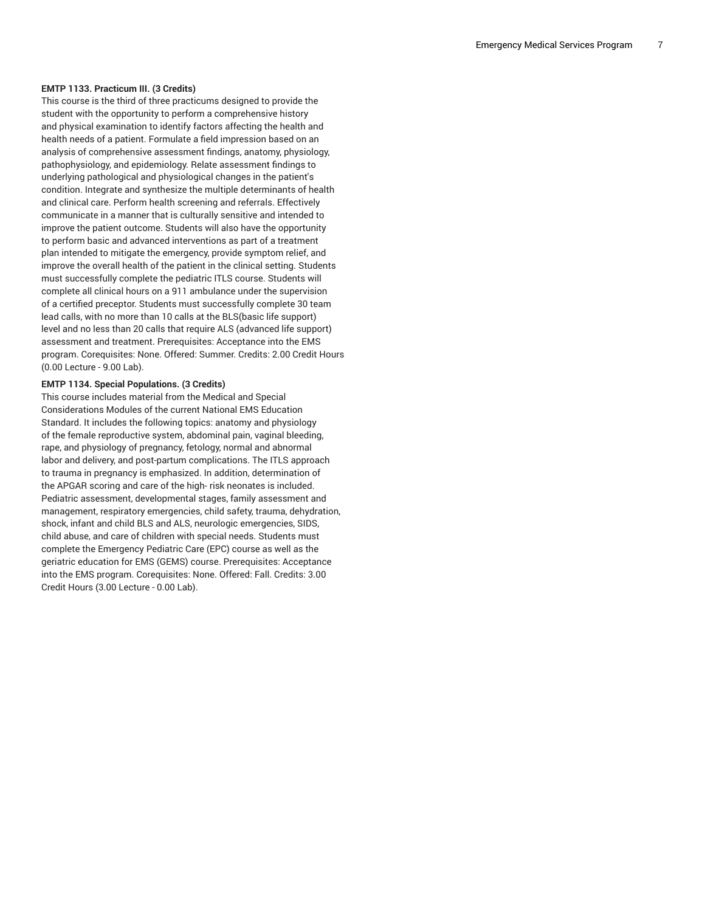**EMTP 1133. Practicum III. (3 Credits)**

This course is the third of three practicums designed to provide the student with the opportunity to perform a comprehensive history and physical examination to identify factors affecting the health and health needs of a patient. Formulate a field impression based on an analysis of comprehensive assessment findings, anatomy, physiology, pathophysiology, and epidemiology. Relate assessment findings to underlying pathological and physiological changes in the patient's condition. Integrate and synthesize the multiple determinants of health and clinical care. Perform health screening and referrals. Effectively communicate in a manner that is culturally sensitive and intended to improve the patient outcome. Students will also have the opportunity to perform basic and advanced interventions as part of a treatment plan intended to mitigate the emergency, provide symptom relief, and improve the overall health of the patient in the clinical setting. Students must successfully complete the pediatric ITLS course. Students will complete all clinical hours on a 911 ambulance under the supervision of a certified preceptor. Students must successfully complete 30 team lead calls, with no more than 10 calls at the BLS(basic life support) level and no less than 20 calls that require ALS (advanced life support) assessment and treatment. Prerequisites: Acceptance into the EMS program. Corequisites: None. Offered: Summer. Credits: 2.00 Credit Hours (0.00 Lecture - 9.00 Lab).

**EMTP 1134. Special Populations. (3 Credits)**

This course includes material from the Medical and Special Considerations Modules of the current National EMS Education Standard. It includes the following topics: anatomy and physiology of the female reproductive system, abdominal pain, vaginal bleeding, rape, and physiology of pregnancy, fetology, normal and abnormal labor and delivery, and post-partum complications. The ITLS approach to trauma in pregnancy is emphasized. In addition, determination of the APGAR scoring and care of the high- risk neonates is included. Pediatric assessment, developmental stages, family assessment and management, respiratory emergencies, child safety, trauma, dehydration, shock, infant and child BLS and ALS, neurologic emergencies, SIDS, child abuse, and care of children with special needs. Students must complete the Emergency Pediatric Care (EPC) course as well as the geriatric education for EMS (GEMS) course. Prerequisites: Acceptance into the EMS program. Corequisites: None. Offered: Fall. Credits: 3.00 Credit Hours (3.00 Lecture - 0.00 Lab).